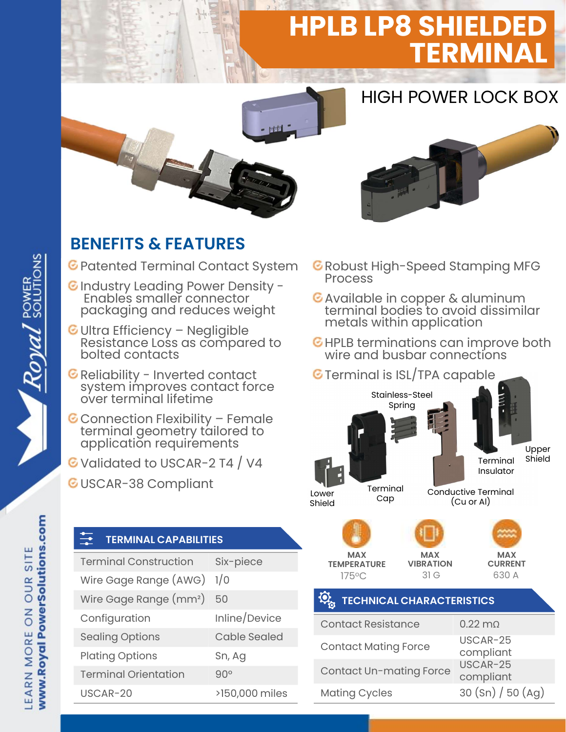# HPLB LP8 SHIELDED TERMINAL

## HIGH POWER LOCK BOX

## BENEFITS & FEATURES

- Patented Terminal Contact System
- Industry Leading Power Density - Enables smaller connector packaging and reduces weight
- Ultra Efficiency – Negligible Resistance Loss as compared to bolted contacts
- Reliability - Inverted contact system improves contact force over terminal lifetime
- Connection Flexibility – Female terminal geometry tailored to application requirements
- Validated to USCAR-2 T4 / V4
- USCAR-38 Compliant
- Robust High-Speed Stamping MFG Process
- Available in copper & aluminum terminal bodies to avoid dissimilar metals within application
- HPLB terminations can improve both wire and busbar connections
- Terminal is ISL/TPA capable

Stainless-Steel Spring

Upper Shield

Terminal Insulator

Lower Shield

Terminal Cap

Conductive Terminal (Cu or Al)

### TERMINAL CAPABILITIES

| | |
|---|---|
| Terminal Construction | Six-piece |
| Wire Gage Range (AWG) | 1/0 |
| Wire Gage Range (mm²) | 50 |
| Configuration | Inline/Device |
| Sealing Options | Cable Sealed |
| Plating Options | Sn, Ag |
| Terminal Orientation | 90° |
| USCAR-20 | >150,000 miles |

| MAX TEMPERATURE | MAX VIBRATION | MAX CURRENT |
|---|---|---|
| 175°C | 31 G | 630 A |

### TECHNICAL CHARACTERISTICS

| | |
|---|---|
| Contact Resistance | 0.22 mΩ |
| Contact Mating Force | USCAR-25 compliant |
| Contact Un-mating Force | USCAR-25 compliant |
| Mating Cycles | 30 (Sn) / 50 (Ag) |

Royal POWER SOLUTIONS

LEARN MORE ON OUR SITE **www.RoyalPowerSolutions.com**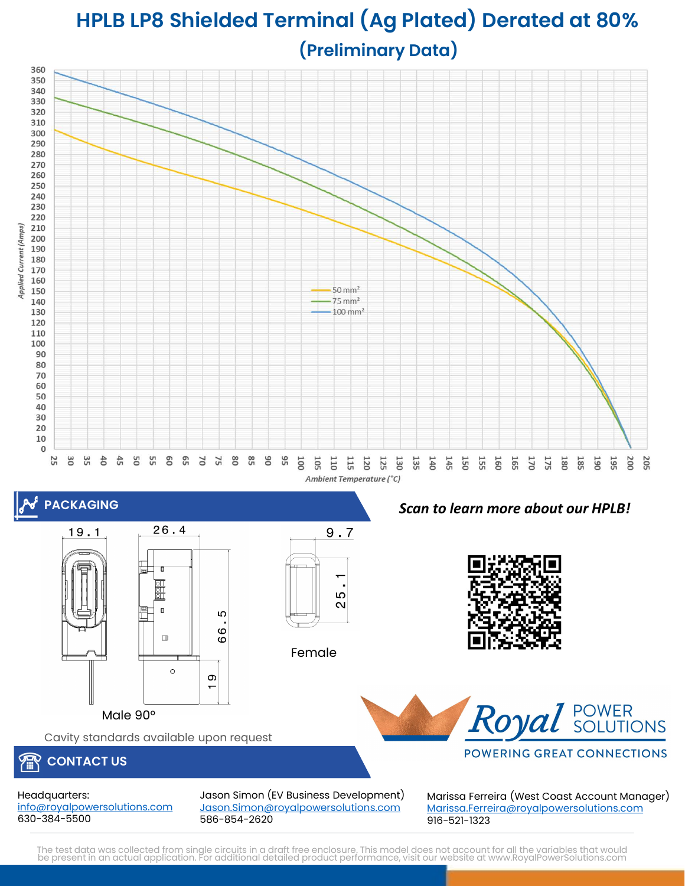# HPLB LP8 Shielded Terminal (Ag Plated) Derated at 80%

## (Preliminary Data)

Applied Current (Amps)

360
350
340
330
320
310
300
290
280
270
260
250
240
230
220
210
200
190
180
170
160
150
140
130
120
110
100
90
80
70
60
50
40
30
20
10
0

25 30 35 40 45 50 55 60 65 70 75 80 85 90 95 100 105 110 115 120 125 130 135 140 145 150 155 160 165 170 175 180 185 190 195 200 205

Ambient Temperature (°C)

50 mm²
75 mm²
100 mm²

## PACKAGING

**Scan to learn more about our HPLB!**

19.1
26.4
66.5
19
Male 90°

9.7
25.1
Female

Cavity standards available upon request

Royal POWER SOLUTIONS

POWERING GREAT CONNECTIONS

## CONTACT US

Headquarters:
info@royalpowersolutions.com
630-384-5500

Jason Simon (EV Business Development)
Jason.Simon@royalpowersolutions.com
586-854-2620

Marissa Ferreira (West Coast Account Manager)
Marissa.Ferreira@royalpowersolutions.com
916-521-1323

The test data was collected from single circuits in a draft free enclosure. This model does not account for all the variables that would be present in an actual application. For additional detailed product performance, visit our website at www.RoyalPowerSolutions.com